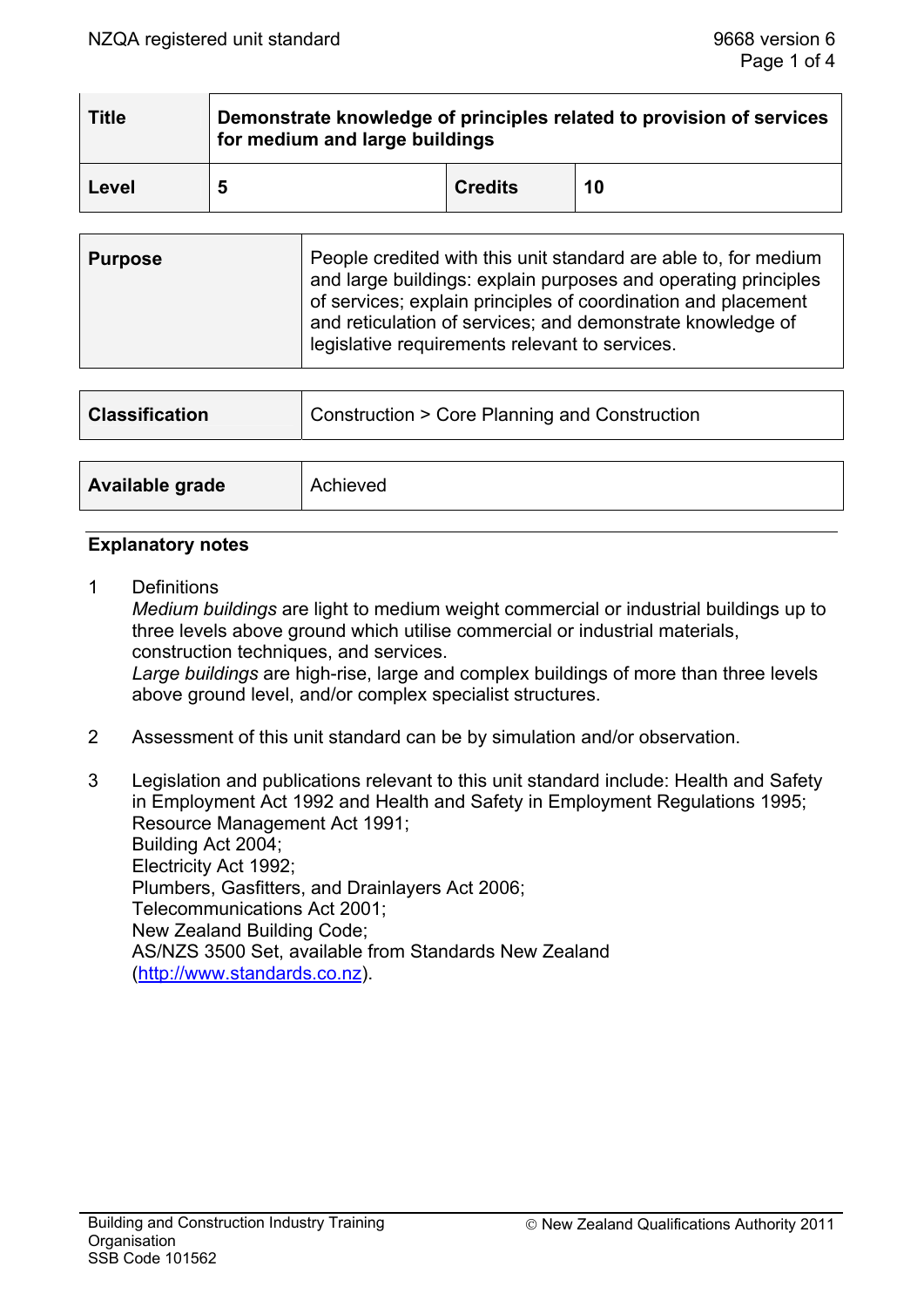| Title | Demonstrate knowledge of principles related to provision of services for medium and large buildings | | |
|---|---|---|---|
| Level | 5 | Credits | 10 |

| Purpose | People credited with this unit standard are able to, for medium and large buildings: explain purposes and operating principles of services; explain principles of coordination and placement and reticulation of services; and demonstrate knowledge of legislative requirements relevant to services. |
|---|---|

| Classification | Construction > Core Planning and Construction |
|---|---|

| Available grade | Achieved |
|---|---|

## Explanatory notes

1 Definitions
*Medium buildings* are light to medium weight commercial or industrial buildings up to three levels above ground which utilise commercial or industrial materials, construction techniques, and services.
*Large buildings* are high-rise, large and complex buildings of more than three levels above ground level, and/or complex specialist structures.

2 Assessment of this unit standard can be by simulation and/or observation.

3 Legislation and publications relevant to this unit standard include: Health and Safety in Employment Act 1992 and Health and Safety in Employment Regulations 1995;
Resource Management Act 1991;
Building Act 2004;
Electricity Act 1992;
Plumbers, Gasfitters, and Drainlayers Act 2006;
Telecommunications Act 2001;
New Zealand Building Code;
AS/NZS 3500 Set, available from Standards New Zealand (http://www.standards.co.nz).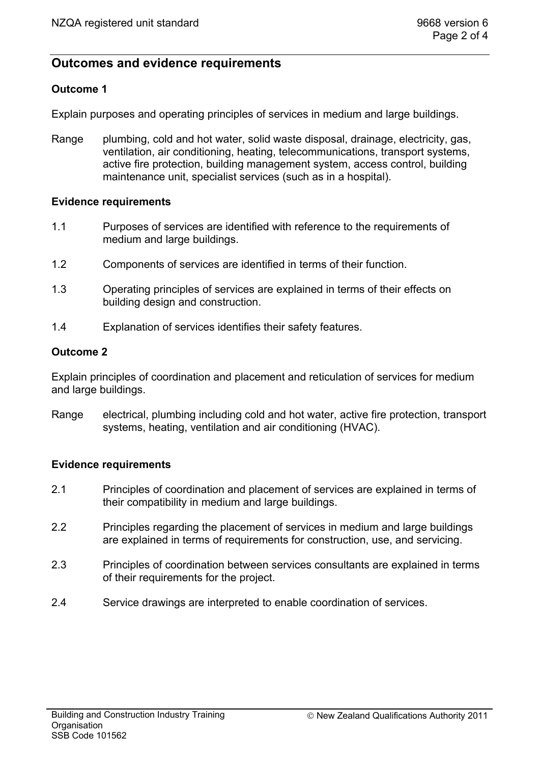## Outcomes and evidence requirements

### Outcome 1

Explain purposes and operating principles of services in medium and large buildings.

Range plumbing, cold and hot water, solid waste disposal, drainage, electricity, gas, ventilation, air conditioning, heating, telecommunications, transport systems, active fire protection, building management system, access control, building maintenance unit, specialist services (such as in a hospital).

#### Evidence requirements

1.1 Purposes of services are identified with reference to the requirements of medium and large buildings.

1.2 Components of services are identified in terms of their function.

1.3 Operating principles of services are explained in terms of their effects on building design and construction.

1.4 Explanation of services identifies their safety features.

### Outcome 2

Explain principles of coordination and placement and reticulation of services for medium and large buildings.

Range electrical, plumbing including cold and hot water, active fire protection, transport systems, heating, ventilation and air conditioning (HVAC).

#### Evidence requirements

2.1 Principles of coordination and placement of services are explained in terms of their compatibility in medium and large buildings.

2.2 Principles regarding the placement of services in medium and large buildings are explained in terms of requirements for construction, use, and servicing.

2.3 Principles of coordination between services consultants are explained in terms of their requirements for the project.

2.4 Service drawings are interpreted to enable coordination of services.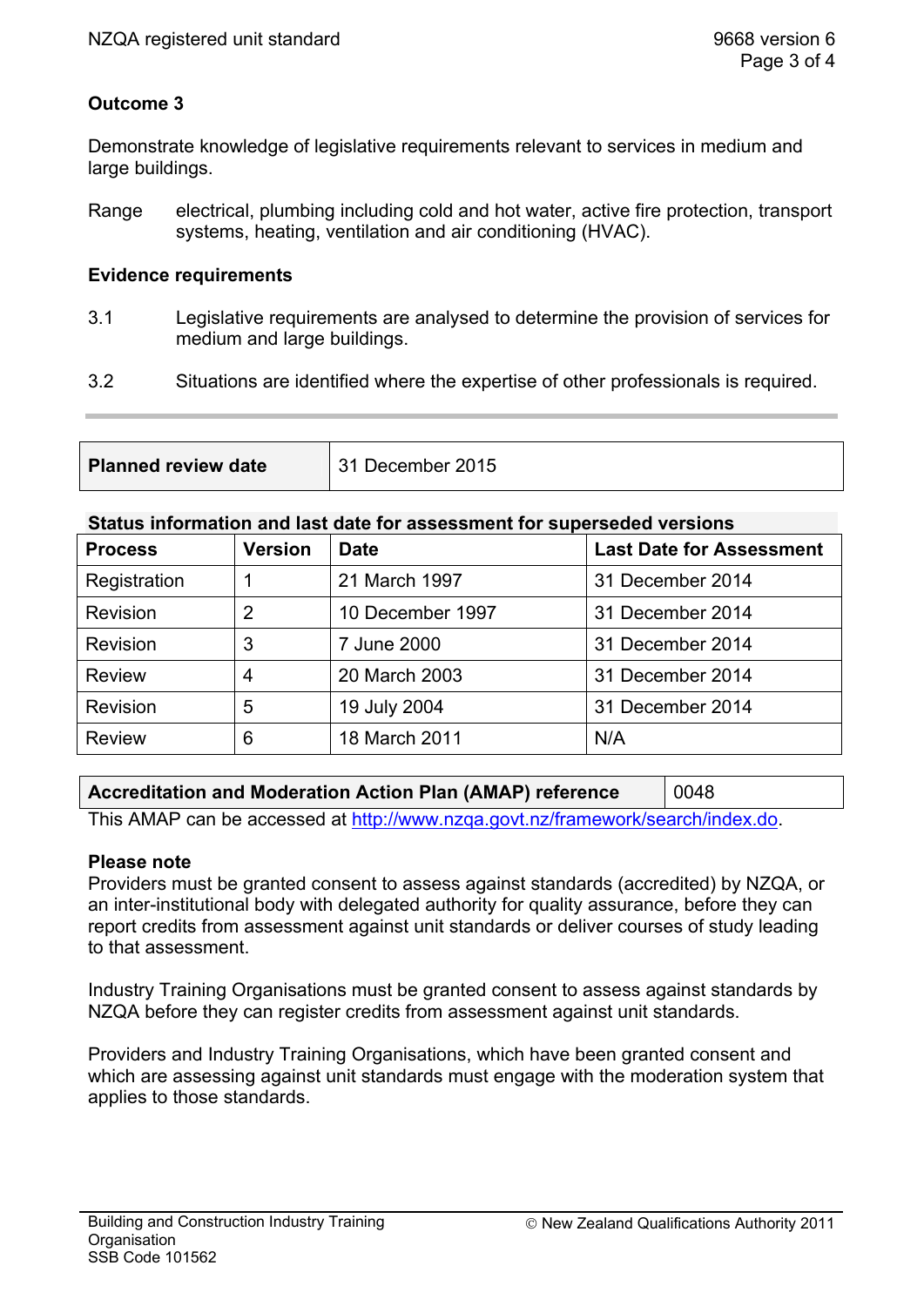**Outcome 3**

Demonstrate knowledge of legislative requirements relevant to services in medium and large buildings.

Range: electrical, plumbing including cold and hot water, active fire protection, transport systems, heating, ventilation and air conditioning (HVAC).

**Evidence requirements**

3.1 Legislative requirements are analysed to determine the provision of services for medium and large buildings.

3.2 Situations are identified where the expertise of other professionals is required.

| **Planned review date** | 31 December 2015 |
|---|---|

**Status information and last date for assessment for superseded versions**

| Process | Version | Date | Last Date for Assessment |
|---|---|---|---|
| Registration | 1 | 21 March 1997 | 31 December 2014 |
| Revision | 2 | 10 December 1997 | 31 December 2014 |
| Revision | 3 | 7 June 2000 | 31 December 2014 |
| Review | 4 | 20 March 2003 | 31 December 2014 |
| Revision | 5 | 19 July 2004 | 31 December 2014 |
| Review | 6 | 18 March 2011 | N/A |

| **Accreditation and Moderation Action Plan (AMAP) reference** | 0048 |
|---|---|

This AMAP can be accessed at http://www.nzqa.govt.nz/framework/search/index.do.

**Please note**

Providers must be granted consent to assess against standards (accredited) by NZQA, or an inter-institutional body with delegated authority for quality assurance, before they can report credits from assessment against unit standards or deliver courses of study leading to that assessment.

Industry Training Organisations must be granted consent to assess against standards by NZQA before they can register credits from assessment against unit standards.

Providers and Industry Training Organisations, which have been granted consent and which are assessing against unit standards must engage with the moderation system that applies to those standards.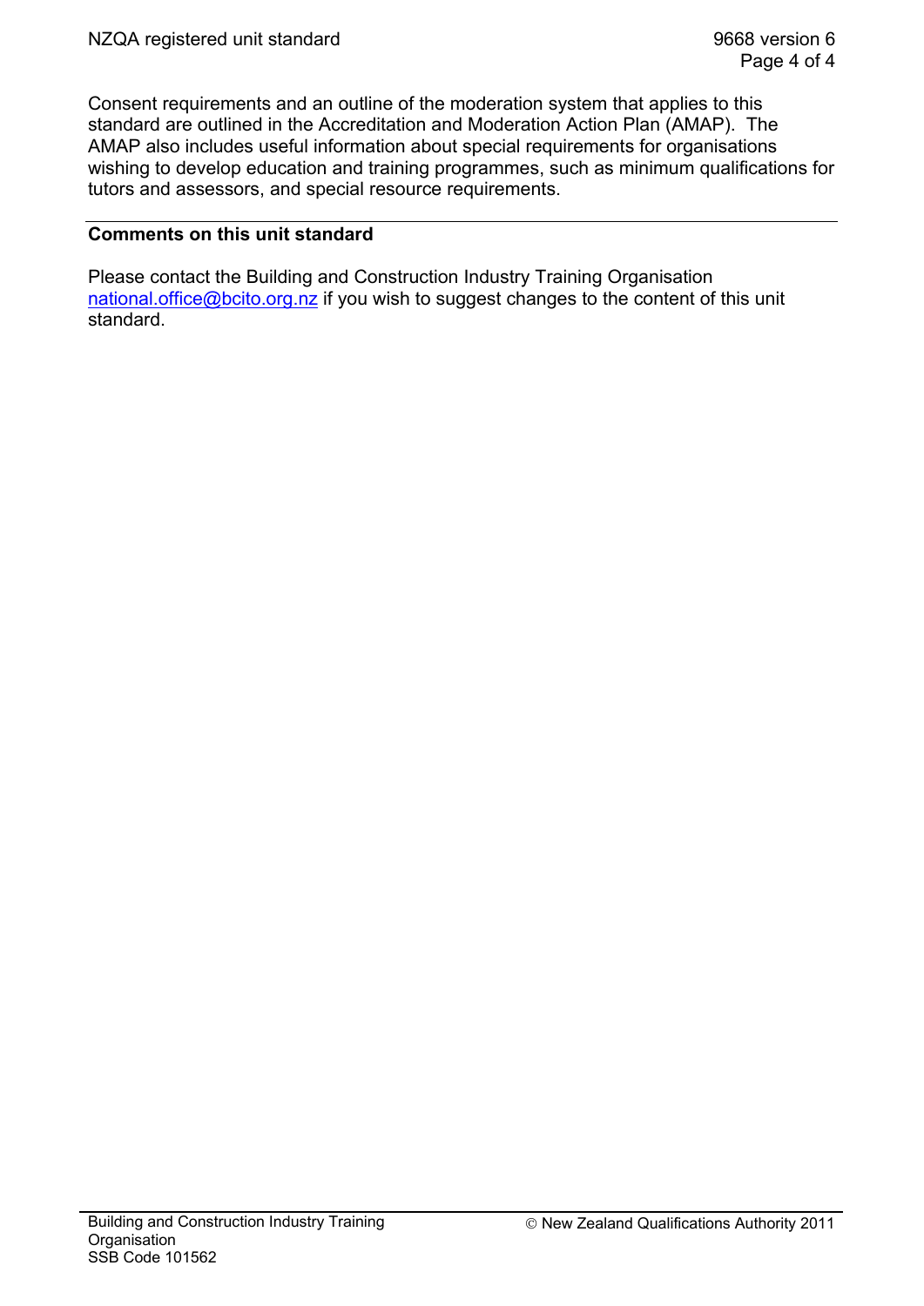Consent requirements and an outline of the moderation system that applies to this standard are outlined in the Accreditation and Moderation Action Plan (AMAP). The AMAP also includes useful information about special requirements for organisations wishing to develop education and training programmes, such as minimum qualifications for tutors and assessors, and special resource requirements.

**Comments on this unit standard**

Please contact the Building and Construction Industry Training Organisation national.office@bcito.org.nz if you wish to suggest changes to the content of this unit standard.